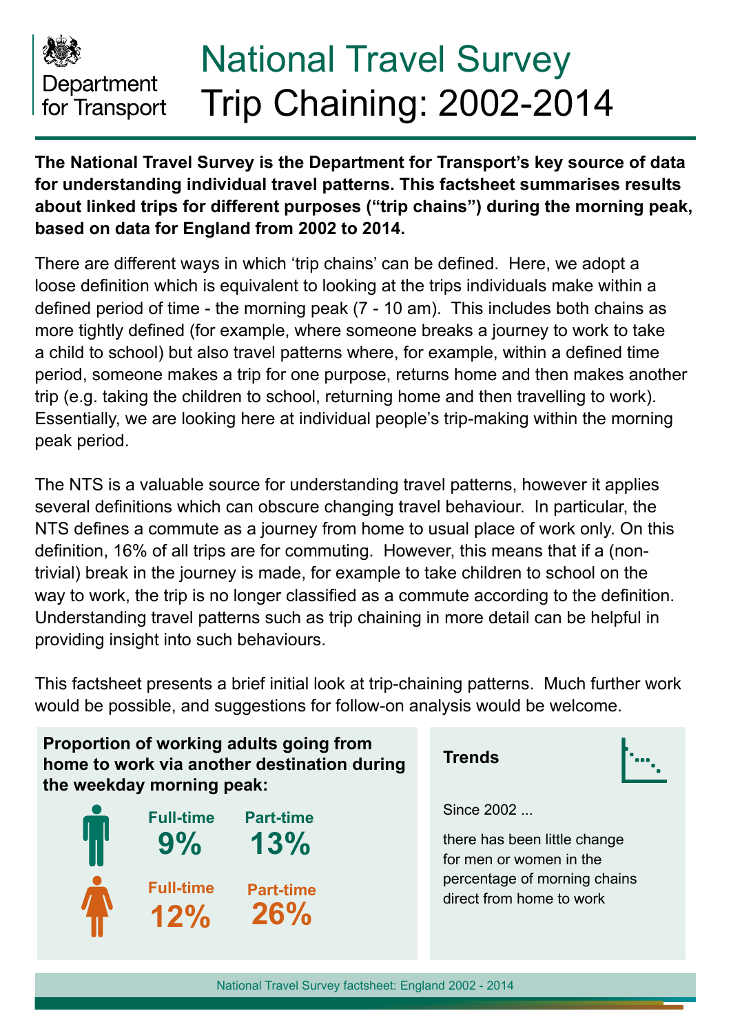Department for Transport

# National Travel Survey Trip Chaining: 2002-2014

**The National Travel Survey is the Department for Transport's key source of data for understanding individual travel patterns. This factsheet summarises results about linked trips for different purposes ("trip chains") during the morning peak, based on data for England from 2002 to 2014.**

There are different ways in which 'trip chains' can be defined. Here, we adopt a loose definition which is equivalent to looking at the trips individuals make within a defined period of time - the morning peak (7 - 10 am). This includes both chains as more tightly defined (for example, where someone breaks a journey to work to take a child to school) but also travel patterns where, for example, within a defined time period, someone makes a trip for one purpose, returns home and then makes another trip (e.g. taking the children to school, returning home and then travelling to work). Essentially, we are looking here at individual people's trip-making within the morning peak period.

The NTS is a valuable source for understanding travel patterns, however it applies several definitions which can obscure changing travel behaviour. In particular, the NTS defines a commute as a journey from home to usual place of work only. On this definition, 16% of all trips are for commuting. However, this means that if a (non-trivial) break in the journey is made, for example to take children to school on the way to work, the trip is no longer classified as a commute according to the definition. Understanding travel patterns such as trip chaining in more detail can be helpful in providing insight into such behaviours.

This factsheet presents a brief initial look at trip-chaining patterns. Much further work would be possible, and suggestions for follow-on analysis would be welcome.

**Proportion of working adults going from home to work via another destination during the weekday morning peak:**

| | Full-time | Part-time |
|---|---|---|
| Men | 9% | 13% |
| Women | 12% | 26% |

**Trends**

Since 2002 ...

there has been little change for men or women in the percentage of morning chains direct from home to work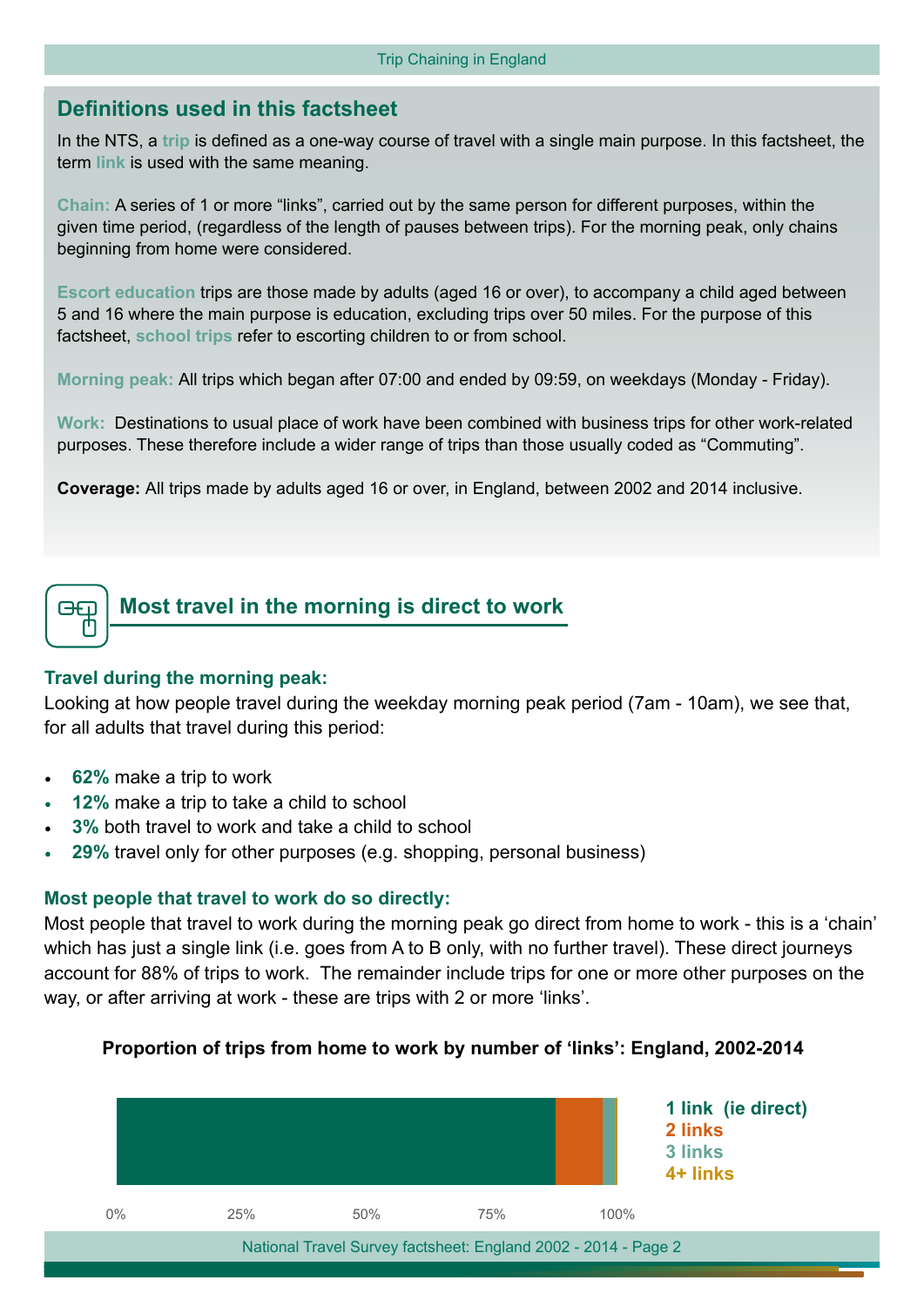## Definitions used in this factsheet

In the NTS, a **trip** is defined as a one-way course of travel with a single main purpose. In this factsheet, the term **link** is used with the same meaning.

**Chain:** A series of 1 or more "links", carried out by the same person for different purposes, within the given time period, (regardless of the length of pauses between trips). For the morning peak, only chains beginning from home were considered.

**Escort education** trips are those made by adults (aged 16 or over), to accompany a child aged between 5 and 16 where the main purpose is education, excluding trips over 50 miles. For the purpose of this factsheet, **school trips** refer to escorting children to or from school.

**Morning peak:** All trips which began after 07:00 and ended by 09:59, on weekdays (Monday - Friday).

**Work:** Destinations to usual place of work have been combined with business trips for other work-related purposes. These therefore include a wider range of trips than those usually coded as "Commuting".

**Coverage:** All trips made by adults aged 16 or over, in England, between 2002 and 2014 inclusive.

## Most travel in the morning is direct to work

### Travel during the morning peak:

Looking at how people travel during the weekday morning peak period (7am - 10am), we see that, for all adults that travel during this period:

- **62%** make a trip to work
- **12%** make a trip to take a child to school
- **3%** both travel to work and take a child to school
- **29%** travel only for other purposes (e.g. shopping, personal business)

### Most people that travel to work do so directly:

Most people that travel to work during the morning peak go direct from home to work - this is a 'chain' which has just a single link (i.e. goes from A to B only, with no further travel). These direct journeys account for 88% of trips to work. The remainder include trips for one or more other purposes on the way, or after arriving at work - these are trips with 2 or more 'links'.

**Proportion of trips from home to work by number of 'links': England, 2002-2014**

1 link (ie direct)
2 links
3 links
4+ links

0% 25% 50% 75% 100%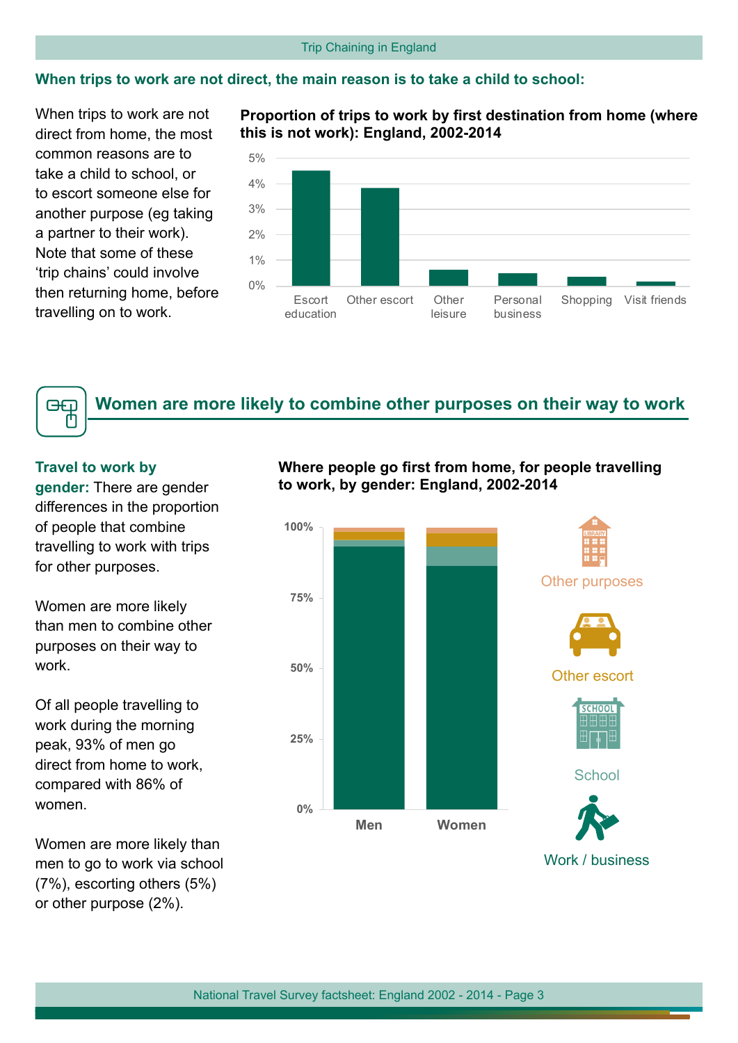## When trips to work are not direct, the main reason is to take a child to school:

When trips to work are not direct from home, the most common reasons are to take a child to school, or to escort someone else for another purpose (eg taking a partner to their work). Note that some of these 'trip chains' could involve then returning home, before travelling on to work.

**Proportion of trips to work by first destination from home (where this is not work): England, 2002-2014**

| First destination | Proportion |
|---|---|
| Escort education | ~4.5% |
| Other escort | ~3.8% |
| Other leisure | ~0.6% |
| Personal business | ~0.5% |
| Shopping | ~0.35% |
| Visit friends | ~0.15% |

## Women are more likely to combine other purposes on their way to work

**Travel to work by gender:** There are gender differences in the proportion of people that combine travelling to work with trips for other purposes.

Women are more likely than men to combine other purposes on their way to work.

Of all people travelling to work during the morning peak, 93% of men go direct from home to work, compared with 86% of women.

Women are more likely than men to go to work via school (7%), escorting others (5%) or other purpose (2%).

**Where people go first from home, for people travelling to work, by gender: England, 2002-2014**

| | Work / business | School | Other escort | Other purposes |
|---|---|---|---|---|
| Men | 93% | | | |
| Women | 86% | 7% | 5% | 2% |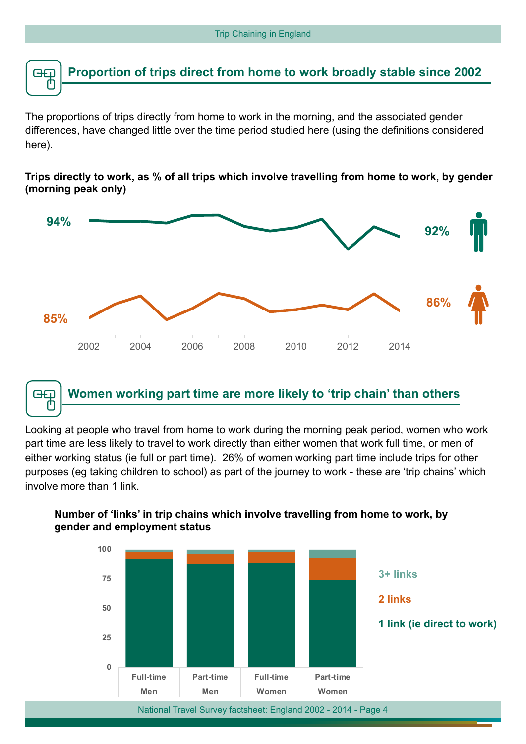## Proportion of trips direct from home to work broadly stable since 2002

The proportions of trips directly from home to work in the morning, and the associated gender differences, have changed little over the time period studied here (using the definitions considered here).

**Trips directly to work, as % of all trips which involve travelling from home to work, by gender (morning peak only)**

94% | 92%

85% | 86%

2002 2004 2006 2008 2010 2012 2014

## Women working part time are more likely to 'trip chain' than others

Looking at people who travel from home to work during the morning peak period, women who work part time are less likely to travel to work directly than either women that work full time, or men of either working status (ie full or part time). 26% of women working part time include trips for other purposes (eg taking children to school) as part of the journey to work - these are 'trip chains' which involve more than 1 link.

**Number of 'links' in trip chains which involve travelling from home to work, by gender and employment status**

3+ links

2 links

1 link (ie direct to work)

Full-time Men | Part-time Men | Full-time Women | Part-time Women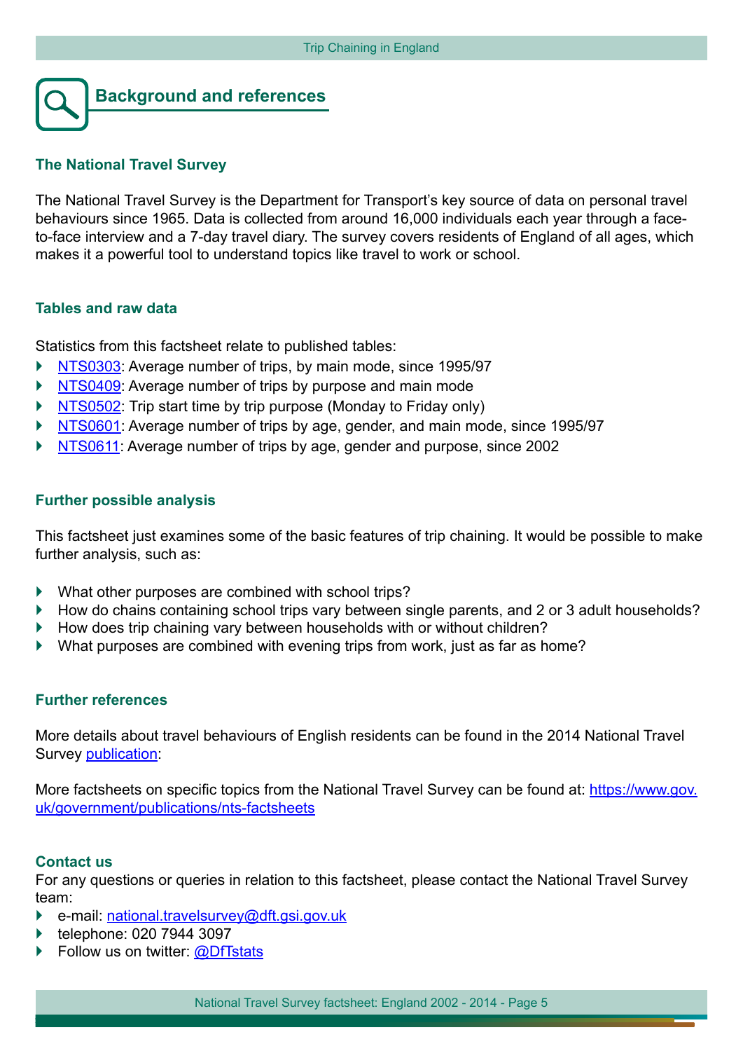## Background and references

### The National Travel Survey

The National Travel Survey is the Department for Transport's key source of data on personal travel behaviours since 1965. Data is collected from around 16,000 individuals each year through a face-to-face interview and a 7-day travel diary. The survey covers residents of England of all ages, which makes it a powerful tool to understand topics like travel to work or school.

### Tables and raw data

Statistics from this factsheet relate to published tables:

- NTS0303: Average number of trips, by main mode, since 1995/97
- NTS0409: Average number of trips by purpose and main mode
- NTS0502: Trip start time by trip purpose (Monday to Friday only)
- NTS0601: Average number of trips by age, gender, and main mode, since 1995/97
- NTS0611: Average number of trips by age, gender and purpose, since 2002

### Further possible analysis

This factsheet just examines some of the basic features of trip chaining. It would be possible to make further analysis, such as:

- What other purposes are combined with school trips?
- How do chains containing school trips vary between single parents, and 2 or 3 adult households?
- How does trip chaining vary between households with or without children?
- What purposes are combined with evening trips from work, just as far as home?

### Further references

More details about travel behaviours of English residents can be found in the 2014 National Travel Survey publication:

More factsheets on specific topics from the National Travel Survey can be found at: https://www.gov.uk/government/publications/nts-factsheets

### Contact us

For any questions or queries in relation to this factsheet, please contact the National Travel Survey team:

- e-mail: national.travelsurvey@dft.gsi.gov.uk
- telephone: 020 7944 3097
- Follow us on twitter: @DfTstats